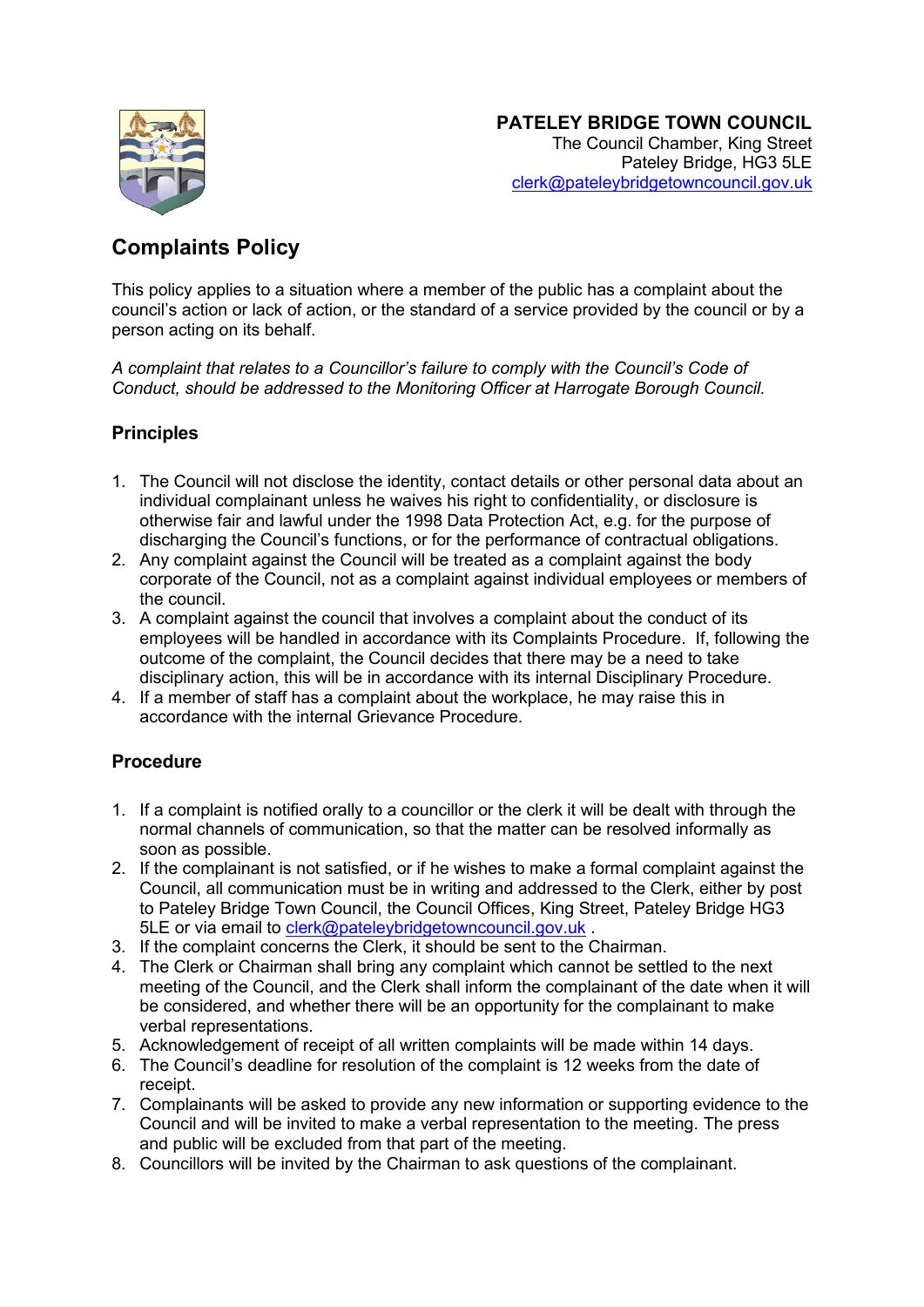**PATELEY BRIDGE TOWN COUNCIL**
The Council Chamber, King Street
Pateley Bridge, HG3 5LE
clerk@pateleybridgetowncouncil.gov.uk

# Complaints Policy

This policy applies to a situation where a member of the public has a complaint about the council's action or lack of action, or the standard of a service provided by the council or by a person acting on its behalf.

*A complaint that relates to a Councillor's failure to comply with the Council's Code of Conduct, should be addressed to the Monitoring Officer at Harrogate Borough Council.*

## Principles

1. The Council will not disclose the identity, contact details or other personal data about an individual complainant unless he waives his right to confidentiality, or disclosure is otherwise fair and lawful under the 1998 Data Protection Act, e.g. for the purpose of discharging the Council's functions, or for the performance of contractual obligations.
2. Any complaint against the Council will be treated as a complaint against the body corporate of the Council, not as a complaint against individual employees or members of the council.
3. A complaint against the council that involves a complaint about the conduct of its employees will be handled in accordance with its Complaints Procedure. If, following the outcome of the complaint, the Council decides that there may be a need to take disciplinary action, this will be in accordance with its internal Disciplinary Procedure.
4. If a member of staff has a complaint about the workplace, he may raise this in accordance with the internal Grievance Procedure.

## Procedure

1. If a complaint is notified orally to a councillor or the clerk it will be dealt with through the normal channels of communication, so that the matter can be resolved informally as soon as possible.
2. If the complainant is not satisfied, or if he wishes to make a formal complaint against the Council, all communication must be in writing and addressed to the Clerk, either by post to Pateley Bridge Town Council, the Council Offices, King Street, Pateley Bridge HG3 5LE or via email to clerk@pateleybridgetowncouncil.gov.uk .
3. If the complaint concerns the Clerk, it should be sent to the Chairman.
4. The Clerk or Chairman shall bring any complaint which cannot be settled to the next meeting of the Council, and the Clerk shall inform the complainant of the date when it will be considered, and whether there will be an opportunity for the complainant to make verbal representations.
5. Acknowledgement of receipt of all written complaints will be made within 14 days.
6. The Council's deadline for resolution of the complaint is 12 weeks from the date of receipt.
7. Complainants will be asked to provide any new information or supporting evidence to the Council and will be invited to make a verbal representation to the meeting. The press and public will be excluded from that part of the meeting.
8. Councillors will be invited by the Chairman to ask questions of the complainant.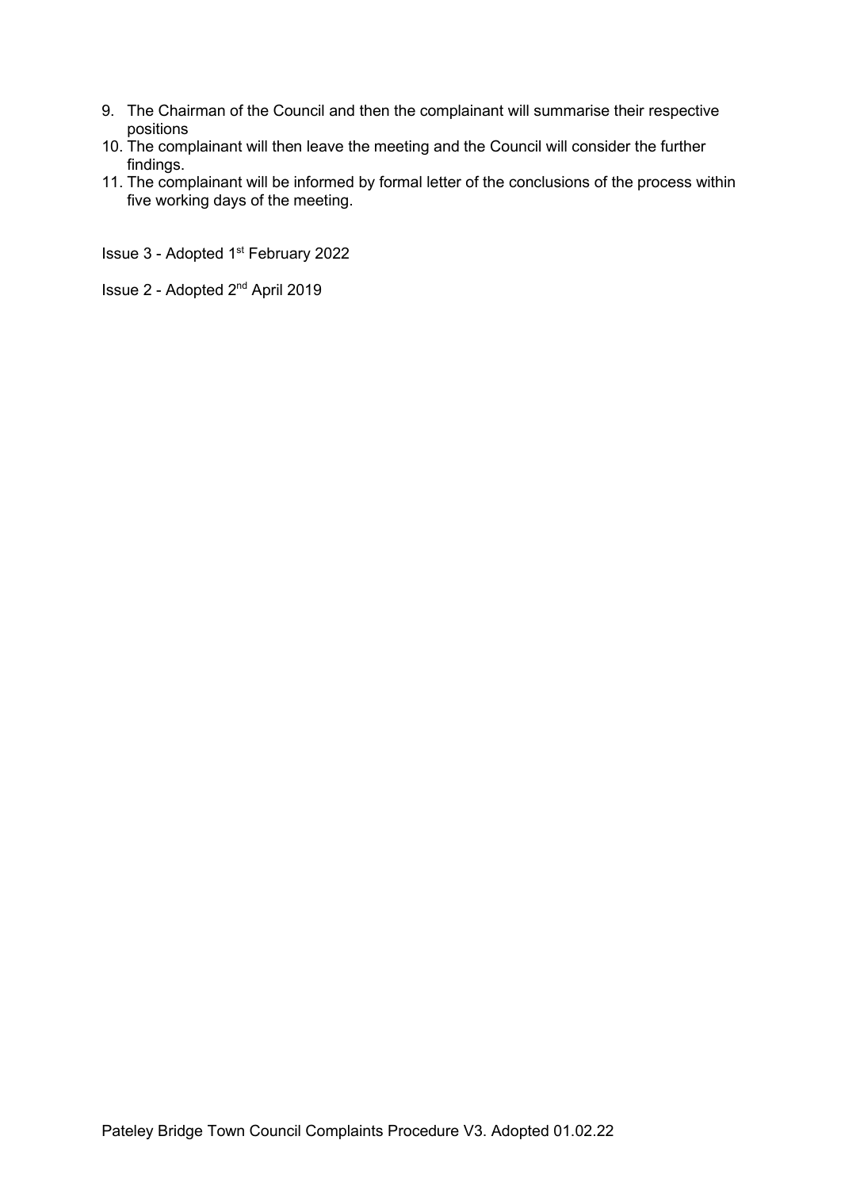9. The Chairman of the Council and then the complainant will summarise their respective positions
10. The complainant will then leave the meeting and the Council will consider the further findings.
11. The complainant will be informed by formal letter of the conclusions of the process within five working days of the meeting.

Issue 3 - Adopted 1st February 2022

Issue 2 - Adopted 2nd April 2019